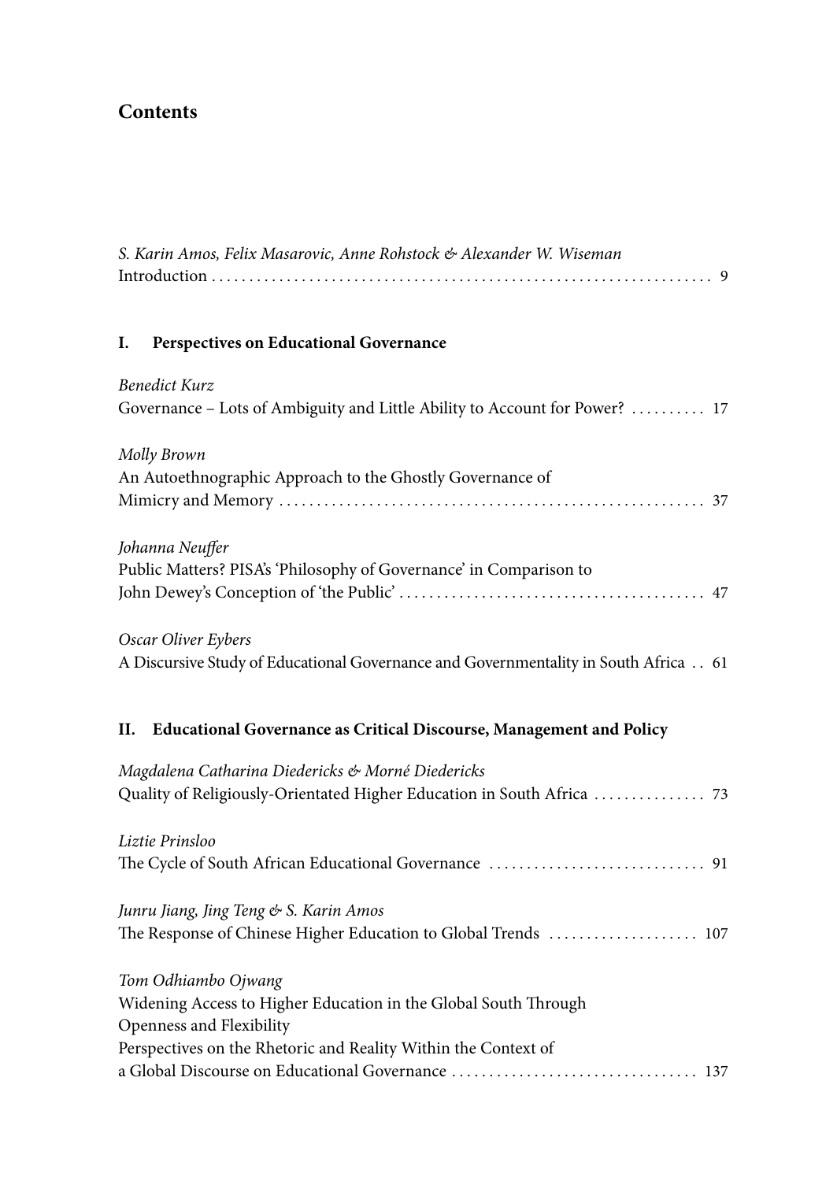# Contents

*S. Karin Amos, Felix Masarovic, Anne Rohstock & Alexander W. Wiseman*
Introduction . . . . . . . . . . 9

## I. Perspectives on Educational Governance

*Benedict Kurz*
Governance – Lots of Ambiguity and Little Ability to Account for Power? . . . . . . . . . . 17

*Molly Brown*
An Autoethnographic Approach to the Ghostly Governance of Mimicry and Memory . . . . . . . . . . 37

*Johanna Neuffer*
Public Matters? PISA's 'Philosophy of Governance' in Comparison to John Dewey's Conception of 'the Public' . . . . . . . . . . 47

*Oscar Oliver Eybers*
A Discursive Study of Educational Governance and Governmentality in South Africa . . 61

## II. Educational Governance as Critical Discourse, Management and Policy

*Magdalena Catharina Diedericks & Morné Diedericks*
Quality of Religiously-Orientated Higher Education in South Africa . . . . . . . . . . 73

*Liztie Prinsloo*
The Cycle of South African Educational Governance . . . . . . . . . . 91

*Junru Jiang, Jing Teng & S. Karin Amos*
The Response of Chinese Higher Education to Global Trends . . . . . . . . . . 107

*Tom Odhiambo Ojwang*
Widening Access to Higher Education in the Global South Through Openness and Flexibility
Perspectives on the Rhetoric and Reality Within the Context of a Global Discourse on Educational Governance . . . . . . . . . . 137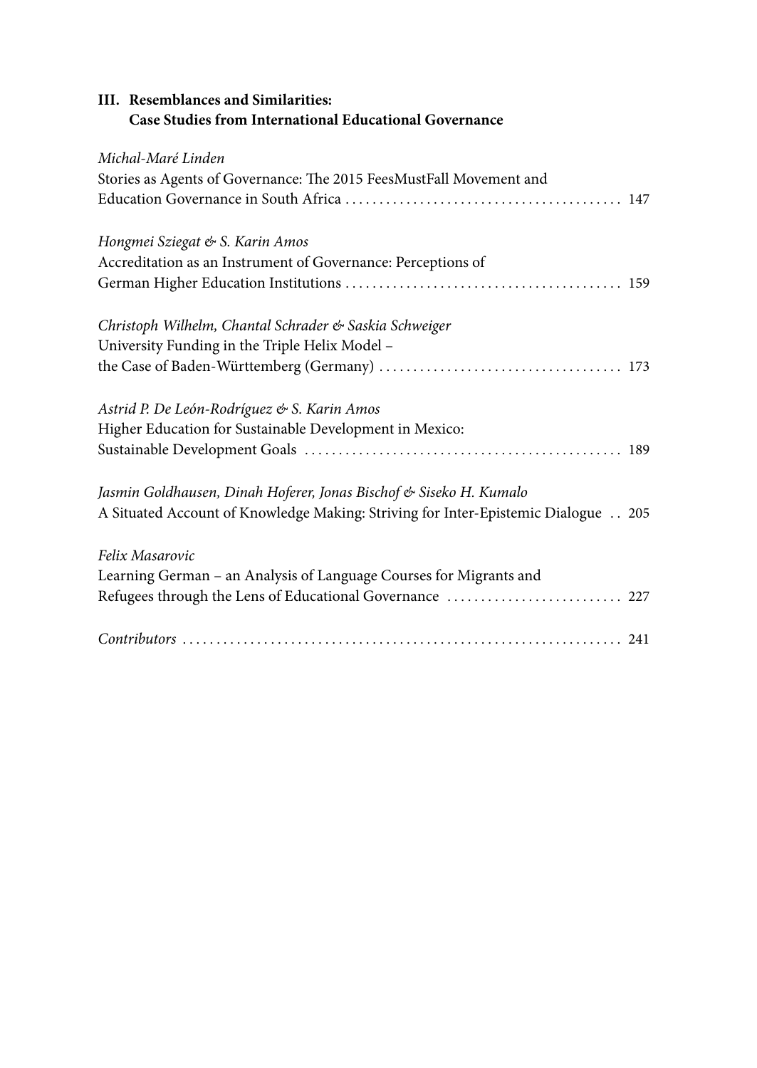## III. Resemblances and Similarities: Case Studies from International Educational Governance

*Michal-Maré Linden*
Stories as Agents of Governance: The 2015 FeesMustFall Movement and Education Governance in South Africa . . . . . . . . . . . . . . . . . . . . . . . . . . . . . . . . . . . . . . . . 147

*Hongmei Sziegat & S. Karin Amos*
Accreditation as an Instrument of Governance: Perceptions of German Higher Education Institutions . . . . . . . . . . . . . . . . . . . . . . . . . . . . . . . . . . . . . . . 159

*Christoph Wilhelm, Chantal Schrader & Saskia Schweiger*
University Funding in the Triple Helix Model – the Case of Baden-Württemberg (Germany) . . . . . . . . . . . . . . . . . . . . . . . . . . . . . . . . . . . 173

*Astrid P. De León-Rodríguez & S. Karin Amos*
Higher Education for Sustainable Development in Mexico: Sustainable Development Goals . . . . . . . . . . . . . . . . . . . . . . . . . . . . . . . . . . . . . . . . . . . . . . 189

*Jasmin Goldhausen, Dinah Hoferer, Jonas Bischof & Siseko H. Kumalo*
A Situated Account of Knowledge Making: Striving for Inter-Epistemic Dialogue . . 205

*Felix Masarovic*
Learning German – an Analysis of Language Courses for Migrants and Refugees through the Lens of Educational Governance . . . . . . . . . . . . . . . . . . . . . . . . . 227

*Contributors* . . . . . . . . . . . . . . . . . . . . . . . . . . . . . . . . . . . . . . . . . . . . . . . . . . . . . . . . . . . . . . . . 241